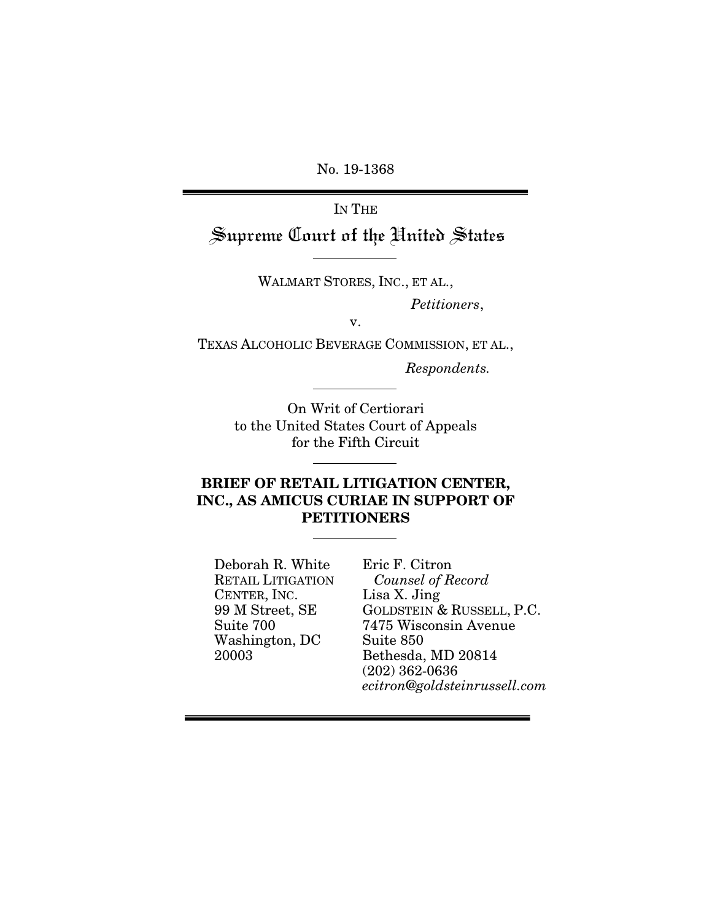No. 19-1368

---

IN THE

# Supreme Court of the United States

---

WALMART STORES, INC., ET AL.,

*Petitioners*,

v.

TEXAS ALCOHOLIC BEVERAGE COMMISSION, ET AL.,

*Respondents.*

---

On Writ of Certiorari
to the United States Court of Appeals
for the Fifth Circuit

---

**BRIEF OF RETAIL LITIGATION CENTER, INC., AS AMICUS CURIAE IN SUPPORT OF PETITIONERS**

---

Deborah R. White
RETAIL LITIGATION CENTER, INC.
99 M Street, SE
Suite 700
Washington, DC
20003

Eric F. Citron
*Counsel of Record*
Lisa X. Jing
GOLDSTEIN & RUSSELL, P.C.
7475 Wisconsin Avenue
Suite 850
Bethesda, MD 20814
(202) 362-0636
*ecitron@goldsteinrussell.com*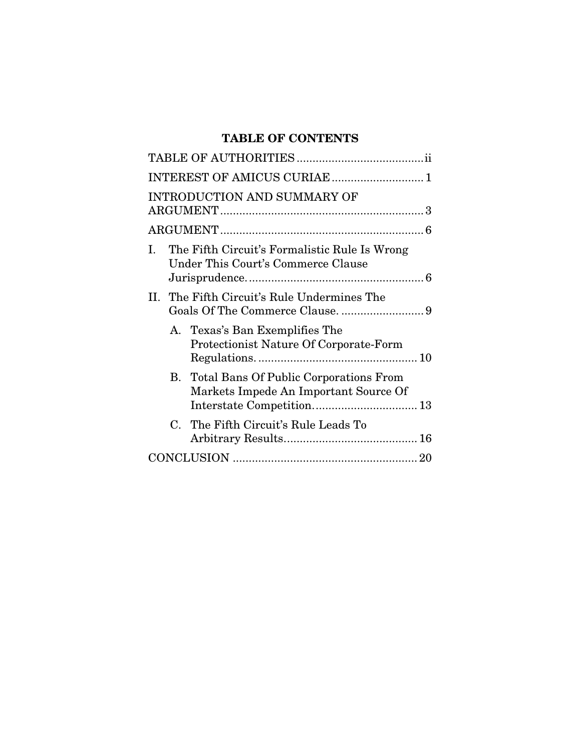# TABLE OF CONTENTS

TABLE OF AUTHORITIES ........................................ ii

INTEREST OF AMICUS CURIAE ............................ 1

INTRODUCTION AND SUMMARY OF ARGUMENT ............................................................... 3

ARGUMENT ............................................................... 6

I. The Fifth Circuit's Formalistic Rule Is Wrong Under This Court's Commerce Clause Jurisprudence. ...................................................... 6

II. The Fifth Circuit's Rule Undermines The Goals Of The Commerce Clause. .......................... 9

   A. Texas's Ban Exemplifies The Protectionist Nature Of Corporate-Form Regulations. ................................................. 10

   B. Total Bans Of Public Corporations From Markets Impede An Important Source Of Interstate Competition. ............................... 13

   C. The Fifth Circuit's Rule Leads To Arbitrary Results. ......................................... 16

CONCLUSION ......................................................... 20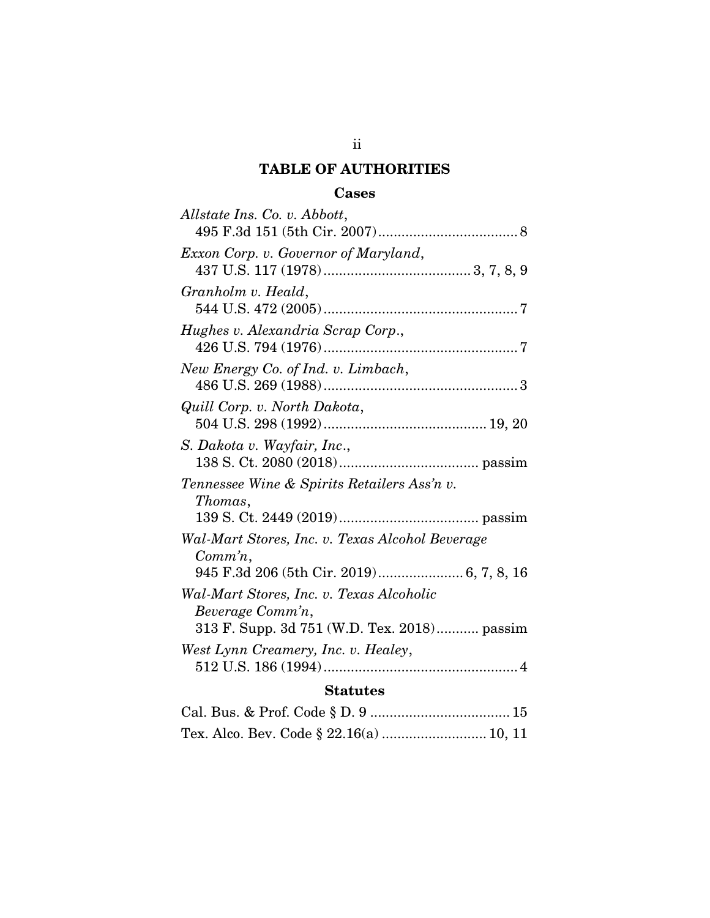## TABLE OF AUTHORITIES

### Cases

*Allstate Ins. Co. v. Abbott*,
495 F.3d 151 (5th Cir. 2007) .................................... 8

*Exxon Corp. v. Governor of Maryland*,
437 U.S. 117 (1978) ...................................... 3, 7, 8, 9

*Granholm v. Heald*,
544 U.S. 472 (2005) .................................................. 7

*Hughes v. Alexandria Scrap Corp.*,
426 U.S. 794 (1976) .................................................. 7

*New Energy Co. of Ind. v. Limbach*,
486 U.S. 269 (1988) .................................................. 3

*Quill Corp. v. North Dakota*,
504 U.S. 298 (1992) .......................................... 19, 20

*S. Dakota v. Wayfair, Inc.*,
138 S. Ct. 2080 (2018) .................................... passim

*Tennessee Wine & Spirits Retailers Ass'n v. Thomas*,
139 S. Ct. 2449 (2019) .................................... passim

*Wal-Mart Stores, Inc. v. Texas Alcohol Beverage Comm'n*,
945 F.3d 206 (5th Cir. 2019) ...................... 6, 7, 8, 16

*Wal-Mart Stores, Inc. v. Texas Alcoholic Beverage Comm'n*,
313 F. Supp. 3d 751 (W.D. Tex. 2018) ........... passim

*West Lynn Creamery, Inc. v. Healey*,
512 U.S. 186 (1994) .................................................. 4

### Statutes

Cal. Bus. & Prof. Code § D. 9 .................................... 15

Tex. Alco. Bev. Code § 22.16(a) ........................... 10, 11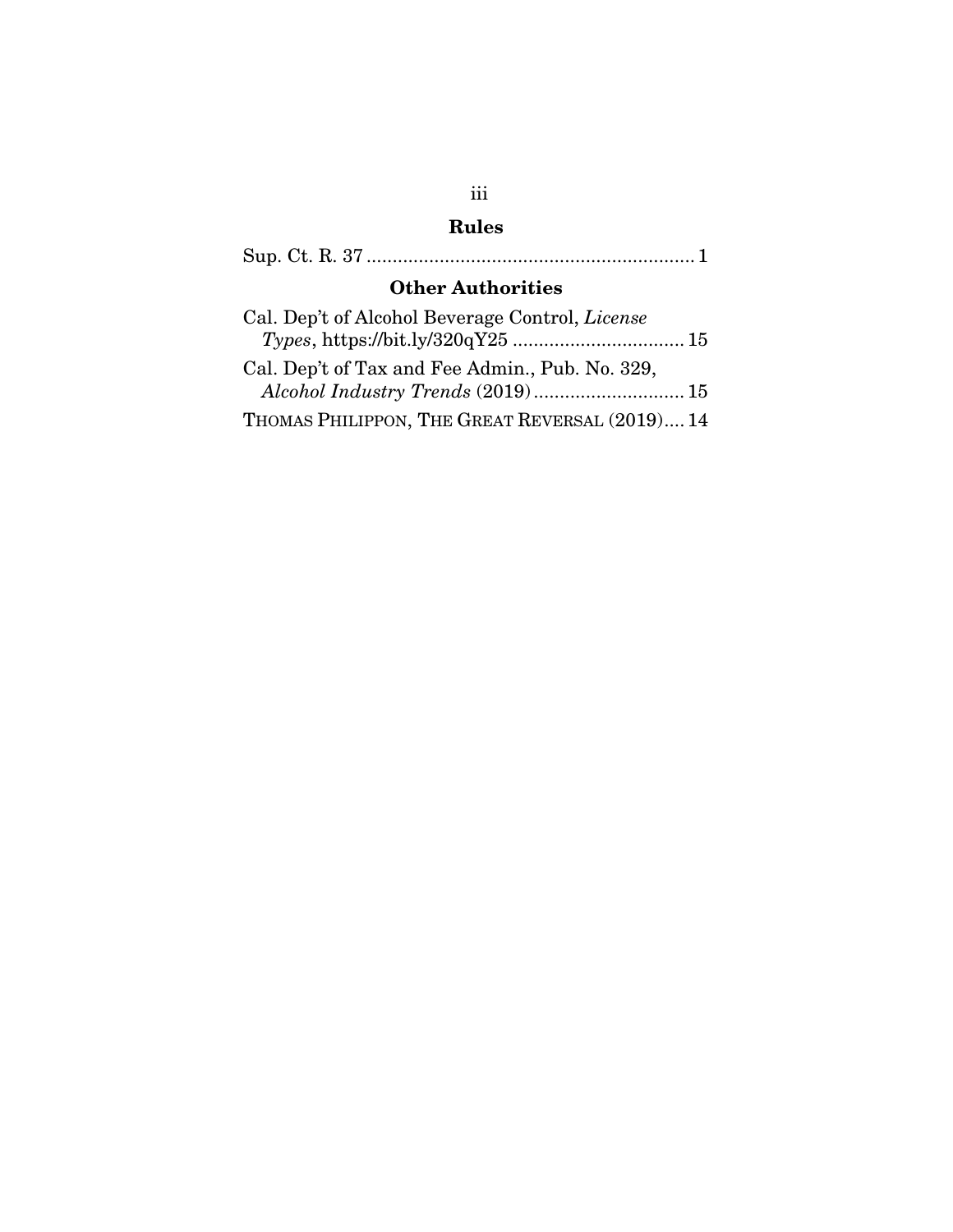## Rules

Sup. Ct. R. 37 ............................................................... 1

## Other Authorities

Cal. Dep't of Alcohol Beverage Control, *License Types*, https://bit.ly/320qY25 ................................. 15

Cal. Dep't of Tax and Fee Admin., Pub. No. 329, *Alcohol Industry Trends* (2019) ............................. 15

THOMAS PHILIPPON, THE GREAT REVERSAL (2019).... 14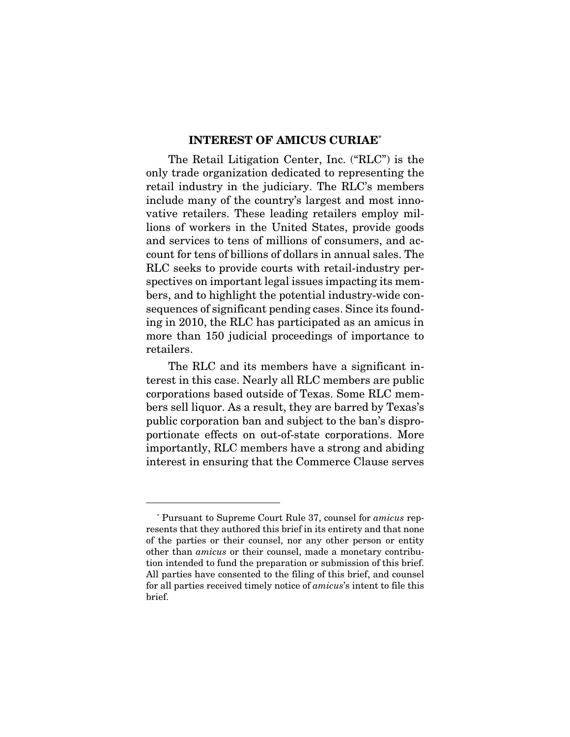## INTEREST OF AMICUS CURIAE*

The Retail Litigation Center, Inc. ("RLC") is the only trade organization dedicated to representing the retail industry in the judiciary. The RLC's members include many of the country's largest and most innovative retailers. These leading retailers employ millions of workers in the United States, provide goods and services to tens of millions of consumers, and account for tens of billions of dollars in annual sales. The RLC seeks to provide courts with retail-industry perspectives on important legal issues impacting its members, and to highlight the potential industry-wide consequences of significant pending cases. Since its founding in 2010, the RLC has participated as an amicus in more than 150 judicial proceedings of importance to retailers.

The RLC and its members have a significant interest in this case. Nearly all RLC members are public corporations based outside of Texas. Some RLC members sell liquor. As a result, they are barred by Texas's public corporation ban and subject to the ban's disproportionate effects on out-of-state corporations. More importantly, RLC members have a strong and abiding interest in ensuring that the Commerce Clause serves

---

* Pursuant to Supreme Court Rule 37, counsel for *amicus* represents that they authored this brief in its entirety and that none of the parties or their counsel, nor any other person or entity other than *amicus* or their counsel, made a monetary contribution intended to fund the preparation or submission of this brief. All parties have consented to the filing of this brief, and counsel for all parties received timely notice of *amicus*'s intent to file this brief.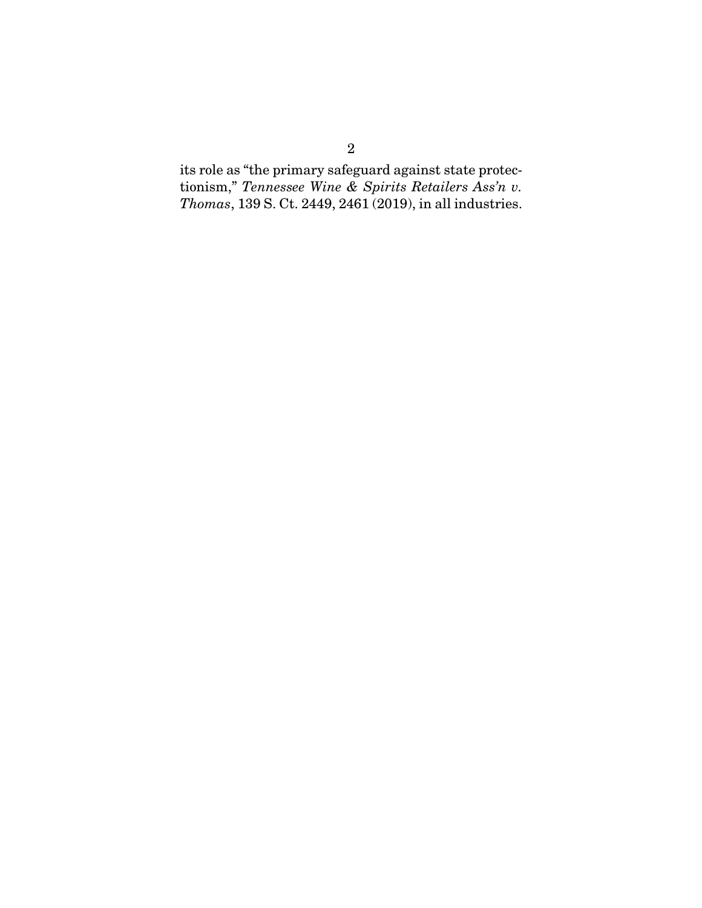its role as "the primary safeguard against state protectionism," *Tennessee Wine & Spirits Retailers Ass'n v. Thomas*, 139 S. Ct. 2449, 2461 (2019), in all industries.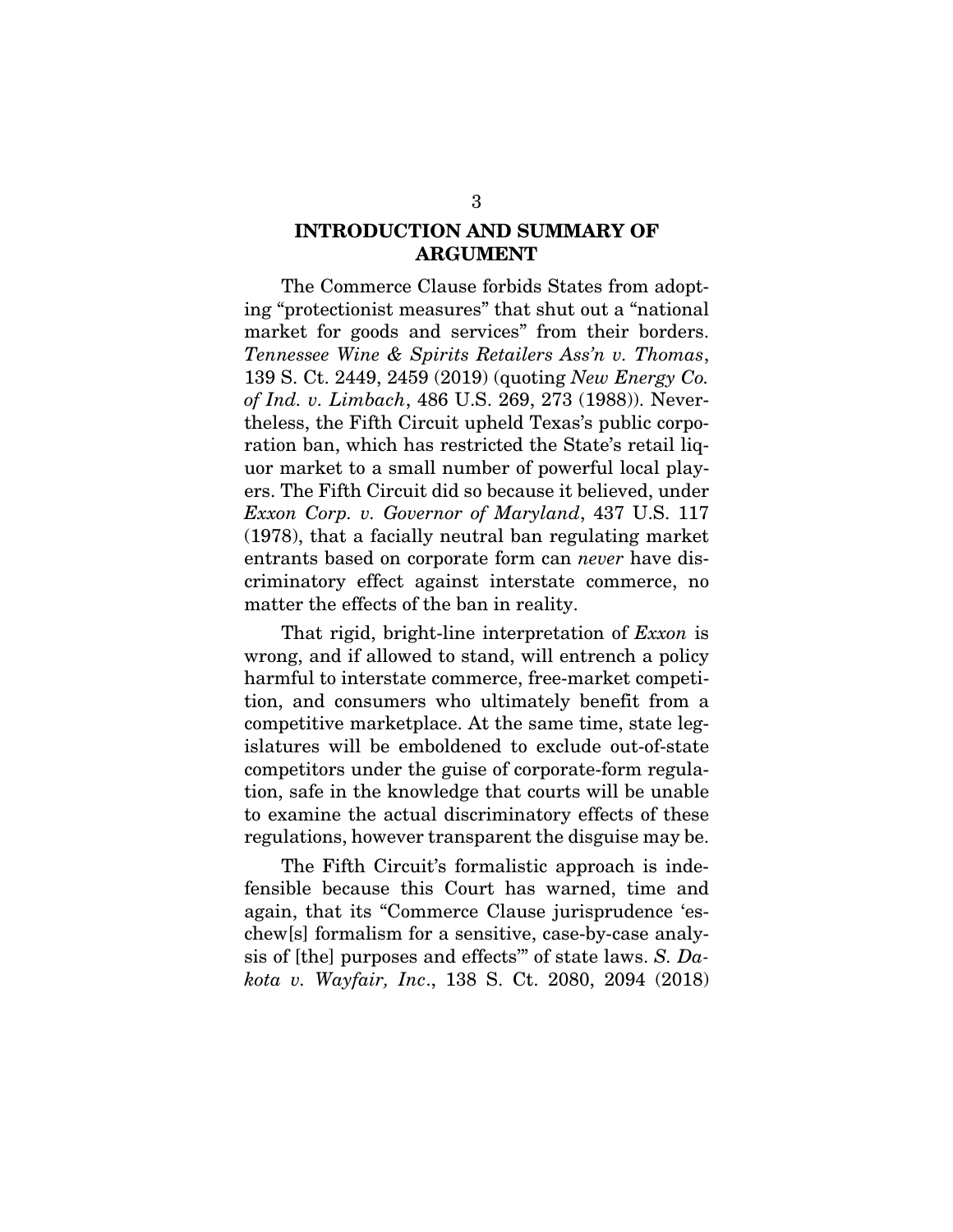## INTRODUCTION AND SUMMARY OF ARGUMENT

The Commerce Clause forbids States from adopting "protectionist measures" that shut out a "national market for goods and services" from their borders. *Tennessee Wine & Spirits Retailers Ass'n v. Thomas*, 139 S. Ct. 2449, 2459 (2019) (quoting *New Energy Co. of Ind. v. Limbach*, 486 U.S. 269, 273 (1988)). Nevertheless, the Fifth Circuit upheld Texas's public corporation ban, which has restricted the State's retail liquor market to a small number of powerful local players. The Fifth Circuit did so because it believed, under *Exxon Corp. v. Governor of Maryland*, 437 U.S. 117 (1978), that a facially neutral ban regulating market entrants based on corporate form can *never* have discriminatory effect against interstate commerce, no matter the effects of the ban in reality.

That rigid, bright-line interpretation of *Exxon* is wrong, and if allowed to stand, will entrench a policy harmful to interstate commerce, free-market competition, and consumers who ultimately benefit from a competitive marketplace. At the same time, state legislatures will be emboldened to exclude out-of-state competitors under the guise of corporate-form regulation, safe in the knowledge that courts will be unable to examine the actual discriminatory effects of these regulations, however transparent the disguise may be.

The Fifth Circuit's formalistic approach is indefensible because this Court has warned, time and again, that its "Commerce Clause jurisprudence 'eschew[s] formalism for a sensitive, case-by-case analysis of [the] purposes and effects'" of state laws. *S. Dakota v. Wayfair, Inc*., 138 S. Ct. 2080, 2094 (2018)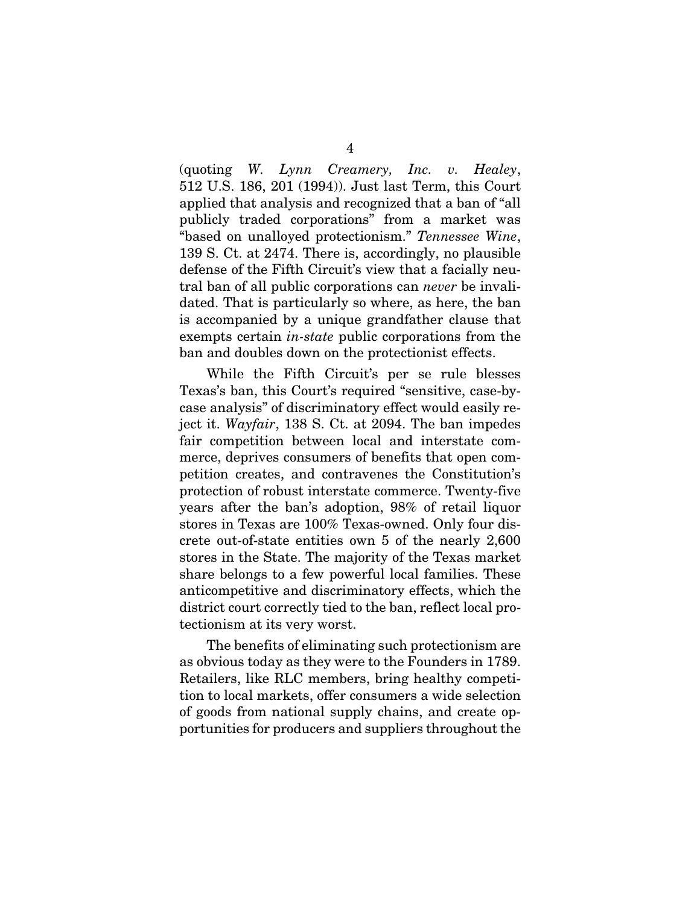(quoting *W. Lynn Creamery, Inc. v. Healey*, 512 U.S. 186, 201 (1994)). Just last Term, this Court applied that analysis and recognized that a ban of "all publicly traded corporations" from a market was "based on unalloyed protectionism." *Tennessee Wine*, 139 S. Ct. at 2474. There is, accordingly, no plausible defense of the Fifth Circuit's view that a facially neutral ban of all public corporations can *never* be invalidated. That is particularly so where, as here, the ban is accompanied by a unique grandfather clause that exempts certain *in-state* public corporations from the ban and doubles down on the protectionist effects.

While the Fifth Circuit's per se rule blesses Texas's ban, this Court's required "sensitive, case-by-case analysis" of discriminatory effect would easily reject it. *Wayfair*, 138 S. Ct. at 2094. The ban impedes fair competition between local and interstate commerce, deprives consumers of benefits that open competition creates, and contravenes the Constitution's protection of robust interstate commerce. Twenty-five years after the ban's adoption, 98% of retail liquor stores in Texas are 100% Texas-owned. Only four discrete out-of-state entities own 5 of the nearly 2,600 stores in the State. The majority of the Texas market share belongs to a few powerful local families. These anticompetitive and discriminatory effects, which the district court correctly tied to the ban, reflect local protectionism at its very worst.

The benefits of eliminating such protectionism are as obvious today as they were to the Founders in 1789. Retailers, like RLC members, bring healthy competition to local markets, offer consumers a wide selection of goods from national supply chains, and create opportunities for producers and suppliers throughout the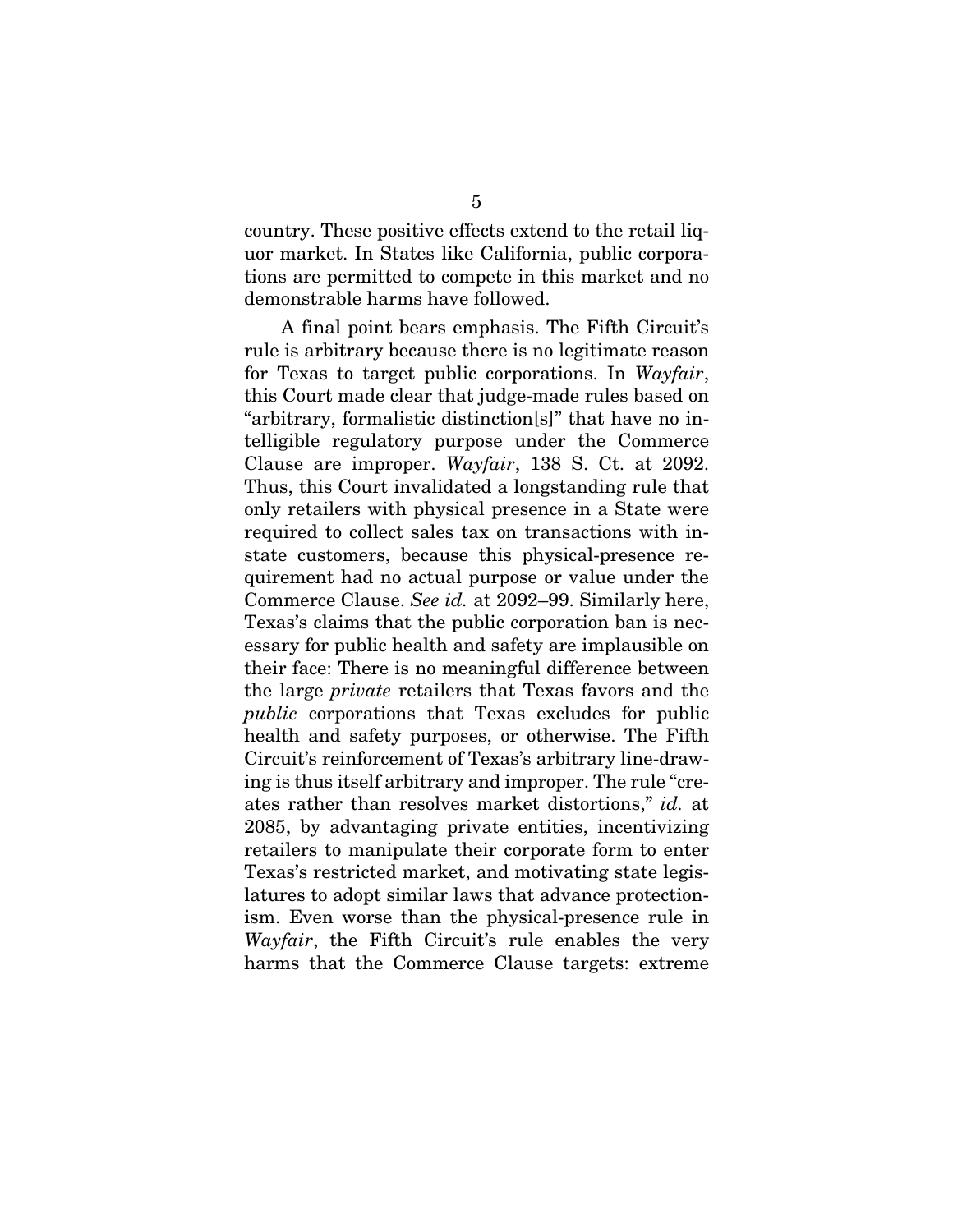country. These positive effects extend to the retail liquor market. In States like California, public corporations are permitted to compete in this market and no demonstrable harms have followed.

A final point bears emphasis. The Fifth Circuit's rule is arbitrary because there is no legitimate reason for Texas to target public corporations. In *Wayfair*, this Court made clear that judge-made rules based on "arbitrary, formalistic distinction[s]" that have no intelligible regulatory purpose under the Commerce Clause are improper. *Wayfair*, 138 S. Ct. at 2092. Thus, this Court invalidated a longstanding rule that only retailers with physical presence in a State were required to collect sales tax on transactions with instate customers, because this physical-presence requirement had no actual purpose or value under the Commerce Clause. *See id.* at 2092–99. Similarly here, Texas's claims that the public corporation ban is necessary for public health and safety are implausible on their face: There is no meaningful difference between the large *private* retailers that Texas favors and the *public* corporations that Texas excludes for public health and safety purposes, or otherwise. The Fifth Circuit's reinforcement of Texas's arbitrary line-drawing is thus itself arbitrary and improper. The rule "creates rather than resolves market distortions," *id.* at 2085, by advantaging private entities, incentivizing retailers to manipulate their corporate form to enter Texas's restricted market, and motivating state legislatures to adopt similar laws that advance protectionism. Even worse than the physical-presence rule in *Wayfair*, the Fifth Circuit's rule enables the very harms that the Commerce Clause targets: extreme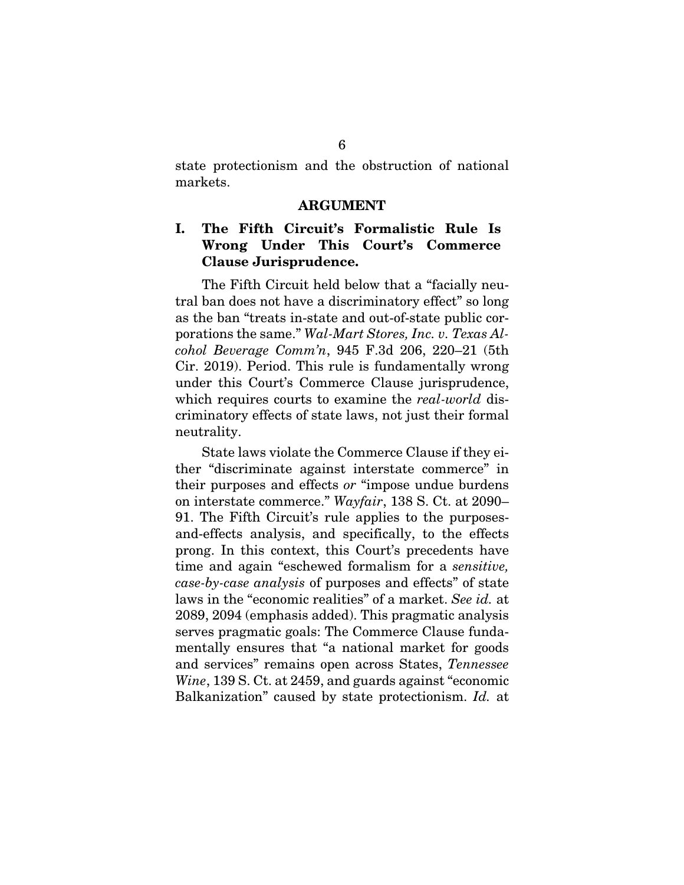state protectionism and the obstruction of national markets.

## ARGUMENT

### I. The Fifth Circuit's Formalistic Rule Is Wrong Under This Court's Commerce Clause Jurisprudence.

The Fifth Circuit held below that a "facially neutral ban does not have a discriminatory effect" so long as the ban "treats in-state and out-of-state public corporations the same." *Wal-Mart Stores, Inc. v. Texas Alcohol Beverage Comm'n*, 945 F.3d 206, 220–21 (5th Cir. 2019). Period. This rule is fundamentally wrong under this Court's Commerce Clause jurisprudence, which requires courts to examine the *real-world* discriminatory effects of state laws, not just their formal neutrality.

State laws violate the Commerce Clause if they either "discriminate against interstate commerce" in their purposes and effects *or* "impose undue burdens on interstate commerce." *Wayfair*, 138 S. Ct. at 2090–91. The Fifth Circuit's rule applies to the purposes-and-effects analysis, and specifically, to the effects prong. In this context, this Court's precedents have time and again "eschewed formalism for a *sensitive, case-by-case analysis* of purposes and effects" of state laws in the "economic realities" of a market. *See id.* at 2089, 2094 (emphasis added). This pragmatic analysis serves pragmatic goals: The Commerce Clause fundamentally ensures that "a national market for goods and services" remains open across States, *Tennessee Wine*, 139 S. Ct. at 2459, and guards against "economic Balkanization" caused by state protectionism. *Id.* at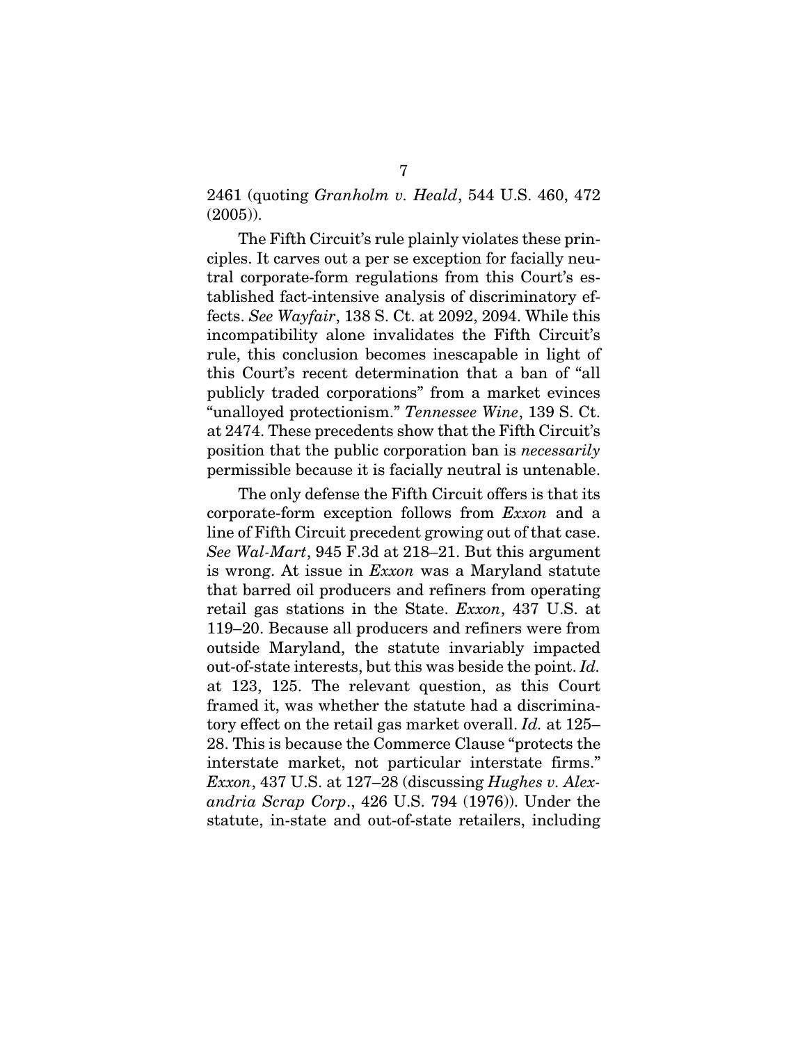2461 (quoting *Granholm v. Heald*, 544 U.S. 460, 472 (2005)).

The Fifth Circuit's rule plainly violates these principles. It carves out a per se exception for facially neutral corporate-form regulations from this Court's established fact-intensive analysis of discriminatory effects. *See Wayfair*, 138 S. Ct. at 2092, 2094. While this incompatibility alone invalidates the Fifth Circuit's rule, this conclusion becomes inescapable in light of this Court's recent determination that a ban of "all publicly traded corporations" from a market evinces "unalloyed protectionism." *Tennessee Wine*, 139 S. Ct. at 2474. These precedents show that the Fifth Circuit's position that the public corporation ban is *necessarily* permissible because it is facially neutral is untenable.

The only defense the Fifth Circuit offers is that its corporate-form exception follows from *Exxon* and a line of Fifth Circuit precedent growing out of that case. *See Wal-Mart*, 945 F.3d at 218–21. But this argument is wrong. At issue in *Exxon* was a Maryland statute that barred oil producers and refiners from operating retail gas stations in the State. *Exxon*, 437 U.S. at 119–20. Because all producers and refiners were from outside Maryland, the statute invariably impacted out-of-state interests, but this was beside the point. *Id.* at 123, 125. The relevant question, as this Court framed it, was whether the statute had a discriminatory effect on the retail gas market overall. *Id.* at 125–28. This is because the Commerce Clause "protects the interstate market, not particular interstate firms." *Exxon*, 437 U.S. at 127–28 (discussing *Hughes v. Alexandria Scrap Corp*., 426 U.S. 794 (1976)). Under the statute, in-state and out-of-state retailers, including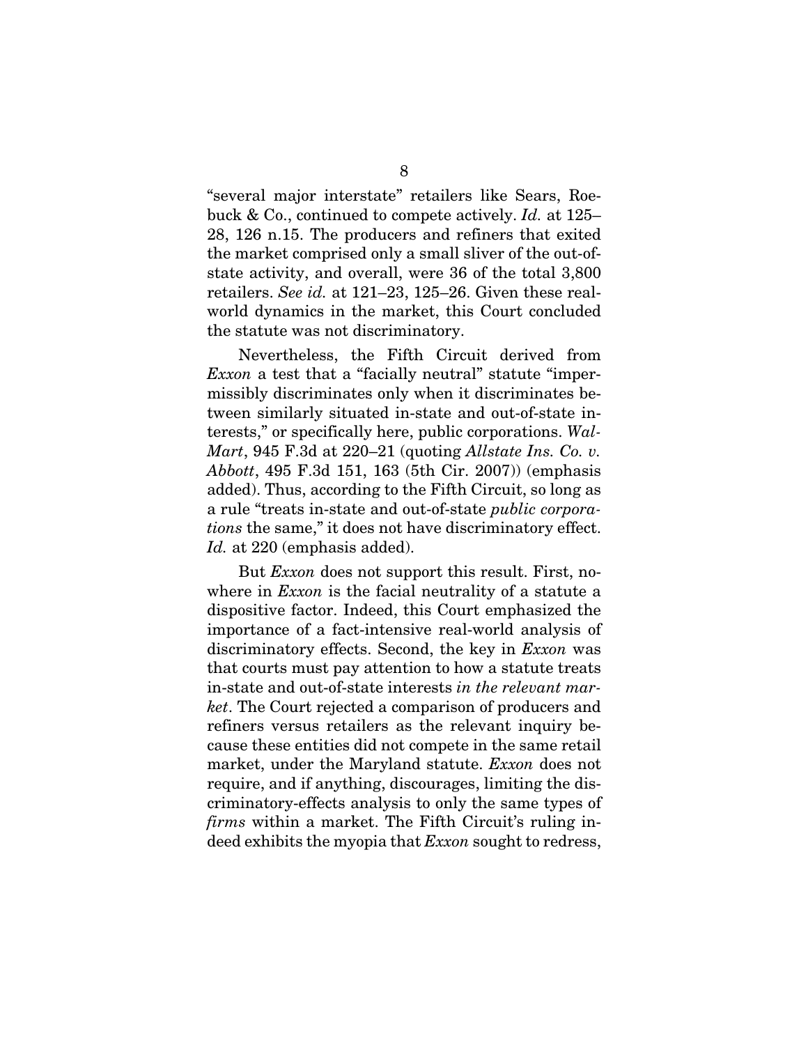"several major interstate" retailers like Sears, Roebuck & Co., continued to compete actively. *Id.* at 125–28, 126 n.15. The producers and refiners that exited the market comprised only a small sliver of the out-of-state activity, and overall, were 36 of the total 3,800 retailers. *See id.* at 121–23, 125–26. Given these real-world dynamics in the market, this Court concluded the statute was not discriminatory.

Nevertheless, the Fifth Circuit derived from *Exxon* a test that a "facially neutral" statute "impermissibly discriminates only when it discriminates between similarly situated in-state and out-of-state interests," or specifically here, public corporations. *Wal-Mart*, 945 F.3d at 220–21 (quoting *Allstate Ins. Co. v. Abbott*, 495 F.3d 151, 163 (5th Cir. 2007)) (emphasis added). Thus, according to the Fifth Circuit, so long as a rule "treats in-state and out-of-state *public corporations* the same," it does not have discriminatory effect. *Id.* at 220 (emphasis added).

But *Exxon* does not support this result. First, nowhere in *Exxon* is the facial neutrality of a statute a dispositive factor. Indeed, this Court emphasized the importance of a fact-intensive real-world analysis of discriminatory effects. Second, the key in *Exxon* was that courts must pay attention to how a statute treats in-state and out-of-state interests *in the relevant market*. The Court rejected a comparison of producers and refiners versus retailers as the relevant inquiry because these entities did not compete in the same retail market, under the Maryland statute. *Exxon* does not require, and if anything, discourages, limiting the discriminatory-effects analysis to only the same types of *firms* within a market. The Fifth Circuit's ruling indeed exhibits the myopia that *Exxon* sought to redress,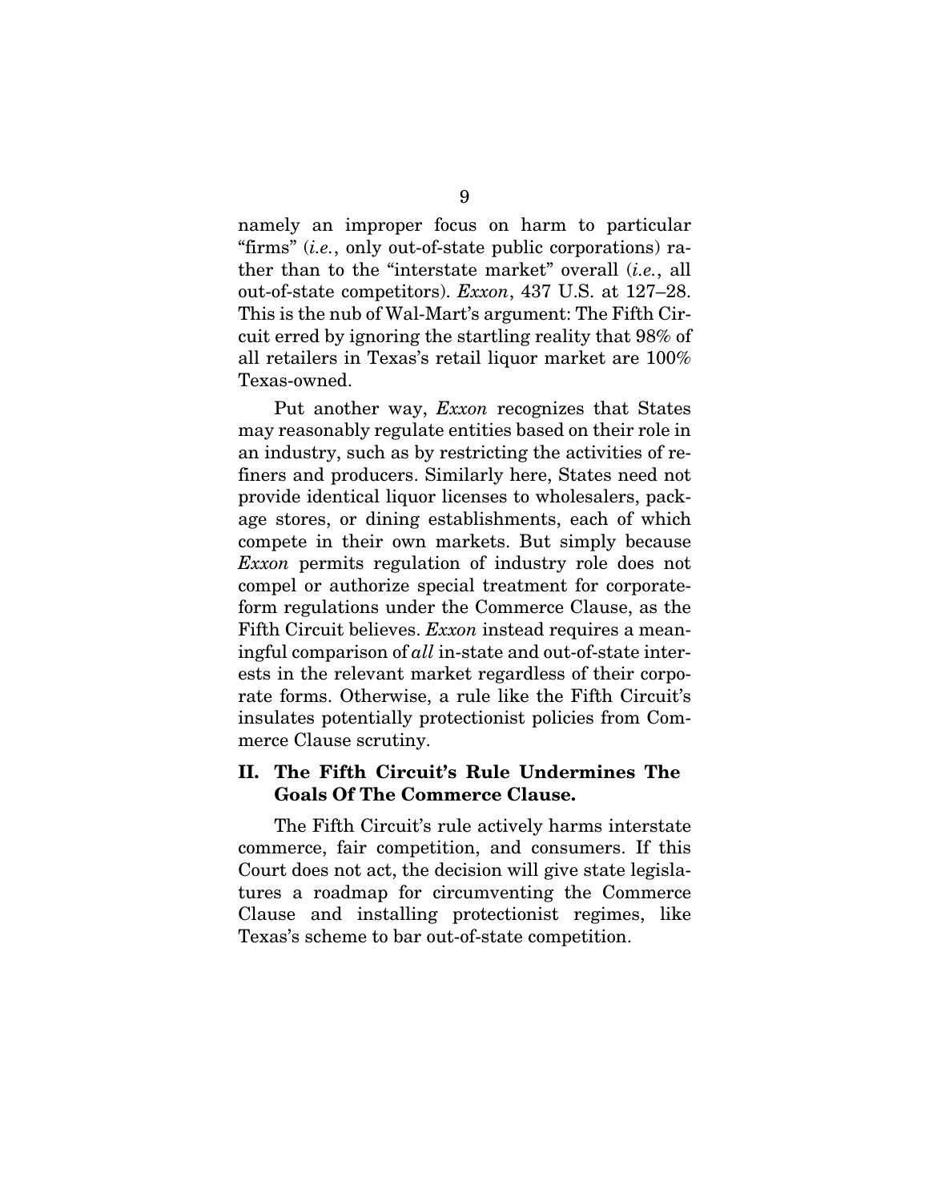namely an improper focus on harm to particular "firms" (*i.e.*, only out-of-state public corporations) rather than to the "interstate market" overall (*i.e.*, all out-of-state competitors). *Exxon*, 437 U.S. at 127–28. This is the nub of Wal-Mart's argument: The Fifth Circuit erred by ignoring the startling reality that 98% of all retailers in Texas's retail liquor market are 100% Texas-owned.

Put another way, *Exxon* recognizes that States may reasonably regulate entities based on their role in an industry, such as by restricting the activities of refiners and producers. Similarly here, States need not provide identical liquor licenses to wholesalers, package stores, or dining establishments, each of which compete in their own markets. But simply because *Exxon* permits regulation of industry role does not compel or authorize special treatment for corporate-form regulations under the Commerce Clause, as the Fifth Circuit believes. *Exxon* instead requires a meaningful comparison of *all* in-state and out-of-state interests in the relevant market regardless of their corporate forms. Otherwise, a rule like the Fifth Circuit's insulates potentially protectionist policies from Commerce Clause scrutiny.

## II. The Fifth Circuit's Rule Undermines The Goals Of The Commerce Clause.

The Fifth Circuit's rule actively harms interstate commerce, fair competition, and consumers. If this Court does not act, the decision will give state legislatures a roadmap for circumventing the Commerce Clause and installing protectionist regimes, like Texas's scheme to bar out-of-state competition.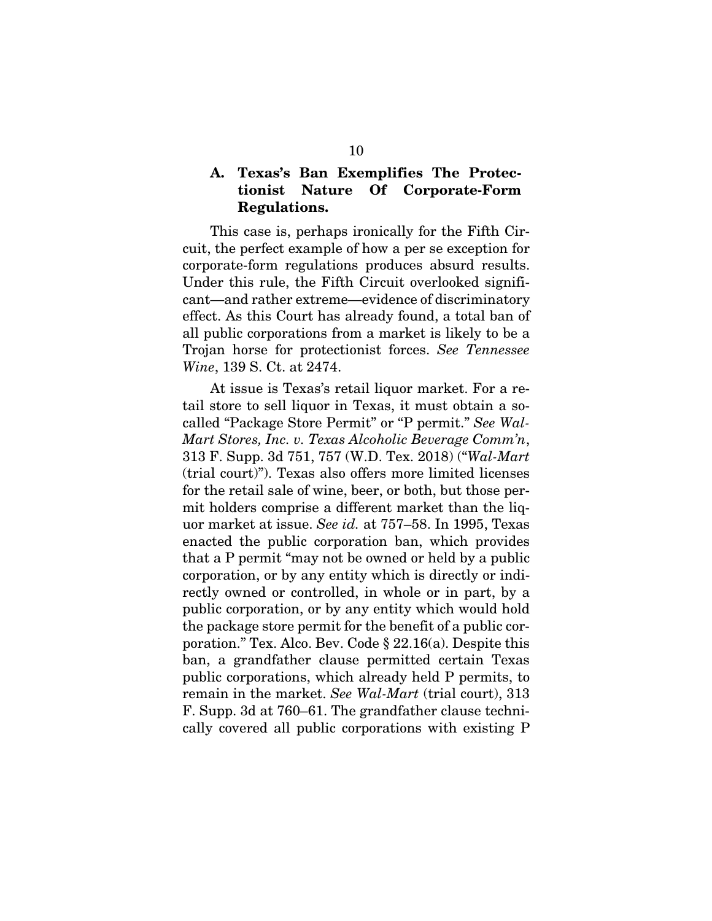### A. Texas's Ban Exemplifies The Protectionist Nature Of Corporate-Form Regulations.

This case is, perhaps ironically for the Fifth Circuit, the perfect example of how a per se exception for corporate-form regulations produces absurd results. Under this rule, the Fifth Circuit overlooked significant—and rather extreme—evidence of discriminatory effect. As this Court has already found, a total ban of all public corporations from a market is likely to be a Trojan horse for protectionist forces. *See Tennessee Wine*, 139 S. Ct. at 2474.

At issue is Texas's retail liquor market. For a retail store to sell liquor in Texas, it must obtain a so-called "Package Store Permit" or "P permit." *See Wal-Mart Stores, Inc. v. Texas Alcoholic Beverage Comm'n*, 313 F. Supp. 3d 751, 757 (W.D. Tex. 2018) ("*Wal-Mart* (trial court)"). Texas also offers more limited licenses for the retail sale of wine, beer, or both, but those permit holders comprise a different market than the liquor market at issue. *See id.* at 757–58. In 1995, Texas enacted the public corporation ban, which provides that a P permit "may not be owned or held by a public corporation, or by any entity which is directly or indirectly owned or controlled, in whole or in part, by a public corporation, or by any entity which would hold the package store permit for the benefit of a public corporation." Tex. Alco. Bev. Code § 22.16(a). Despite this ban, a grandfather clause permitted certain Texas public corporations, which already held P permits, to remain in the market. *See Wal-Mart* (trial court), 313 F. Supp. 3d at 760–61. The grandfather clause technically covered all public corporations with existing P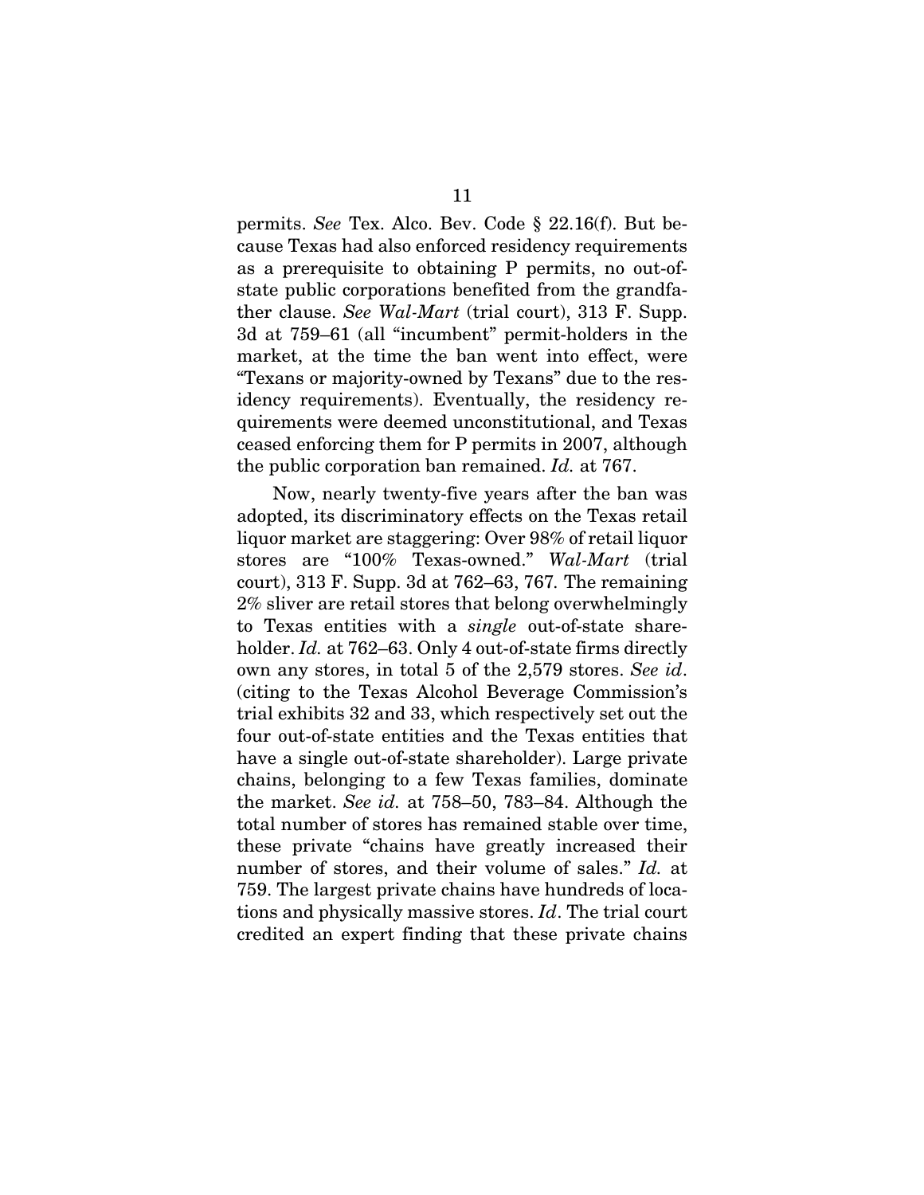permits. *See* Tex. Alco. Bev. Code § 22.16(f). But because Texas had also enforced residency requirements as a prerequisite to obtaining P permits, no out-of-state public corporations benefited from the grandfather clause. *See Wal-Mart* (trial court), 313 F. Supp. 3d at 759–61 (all "incumbent" permit-holders in the market, at the time the ban went into effect, were "Texans or majority-owned by Texans" due to the residency requirements). Eventually, the residency requirements were deemed unconstitutional, and Texas ceased enforcing them for P permits in 2007, although the public corporation ban remained. *Id.* at 767.

Now, nearly twenty-five years after the ban was adopted, its discriminatory effects on the Texas retail liquor market are staggering: Over 98% of retail liquor stores are "100% Texas-owned." *Wal-Mart* (trial court), 313 F. Supp. 3d at 762–63, 767. The remaining 2% sliver are retail stores that belong overwhelmingly to Texas entities with a *single* out-of-state shareholder. *Id.* at 762–63. Only 4 out-of-state firms directly own any stores, in total 5 of the 2,579 stores. *See id*. (citing to the Texas Alcohol Beverage Commission's trial exhibits 32 and 33, which respectively set out the four out-of-state entities and the Texas entities that have a single out-of-state shareholder). Large private chains, belonging to a few Texas families, dominate the market. *See id.* at 758–50, 783–84. Although the total number of stores has remained stable over time, these private "chains have greatly increased their number of stores, and their volume of sales." *Id.* at 759. The largest private chains have hundreds of locations and physically massive stores. *Id*. The trial court credited an expert finding that these private chains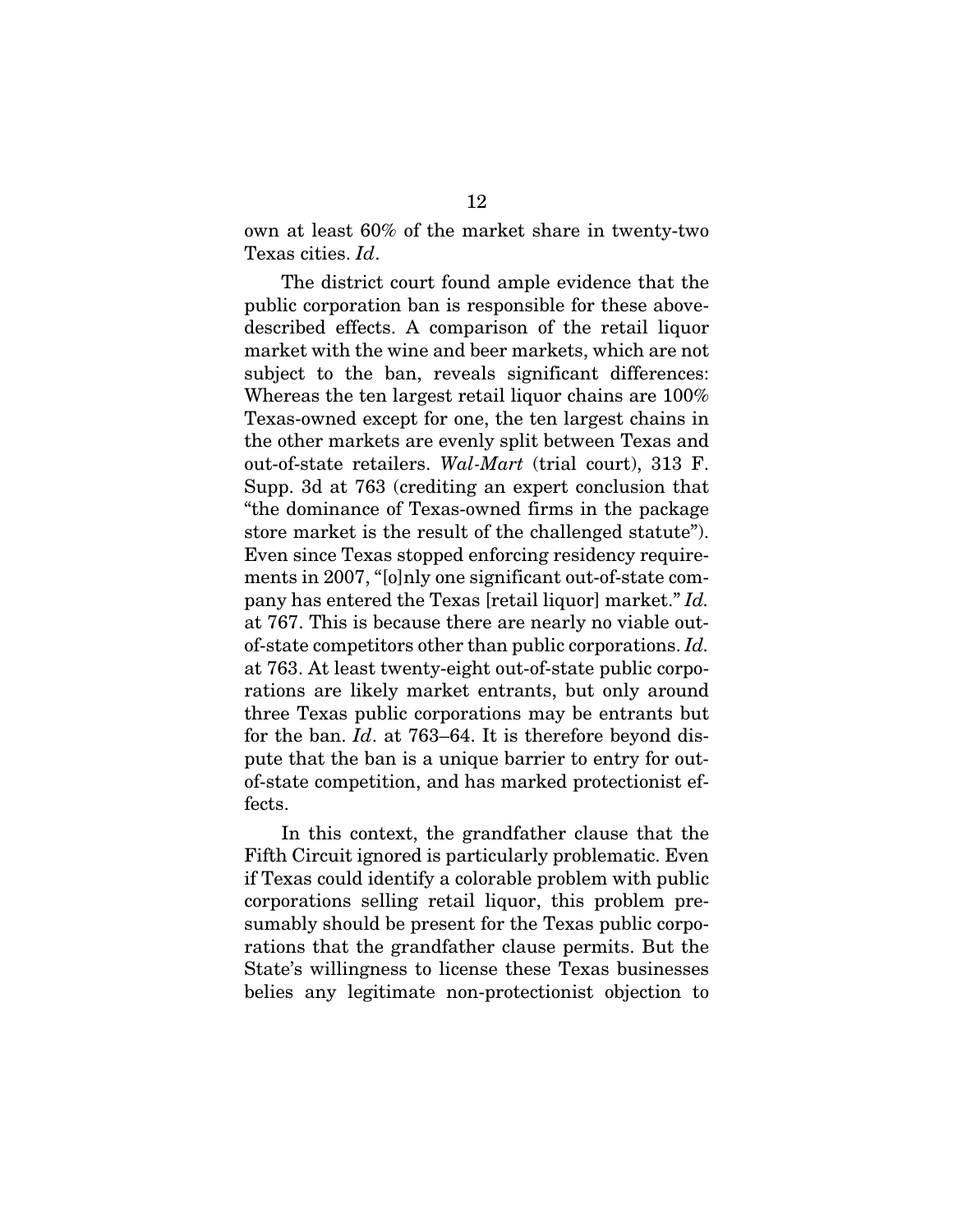own at least 60% of the market share in twenty-two Texas cities. *Id*.

The district court found ample evidence that the public corporation ban is responsible for these above-described effects. A comparison of the retail liquor market with the wine and beer markets, which are not subject to the ban, reveals significant differences: Whereas the ten largest retail liquor chains are 100% Texas-owned except for one, the ten largest chains in the other markets are evenly split between Texas and out-of-state retailers. *Wal-Mart* (trial court), 313 F. Supp. 3d at 763 (crediting an expert conclusion that "the dominance of Texas-owned firms in the package store market is the result of the challenged statute"). Even since Texas stopped enforcing residency requirements in 2007, "[o]nly one significant out-of-state company has entered the Texas [retail liquor] market." *Id.* at 767. This is because there are nearly no viable out-of-state competitors other than public corporations. *Id.* at 763. At least twenty-eight out-of-state public corporations are likely market entrants, but only around three Texas public corporations may be entrants but for the ban. *Id*. at 763–64. It is therefore beyond dispute that the ban is a unique barrier to entry for out-of-state competition, and has marked protectionist effects.

In this context, the grandfather clause that the Fifth Circuit ignored is particularly problematic. Even if Texas could identify a colorable problem with public corporations selling retail liquor, this problem presumably should be present for the Texas public corporations that the grandfather clause permits. But the State's willingness to license these Texas businesses belies any legitimate non-protectionist objection to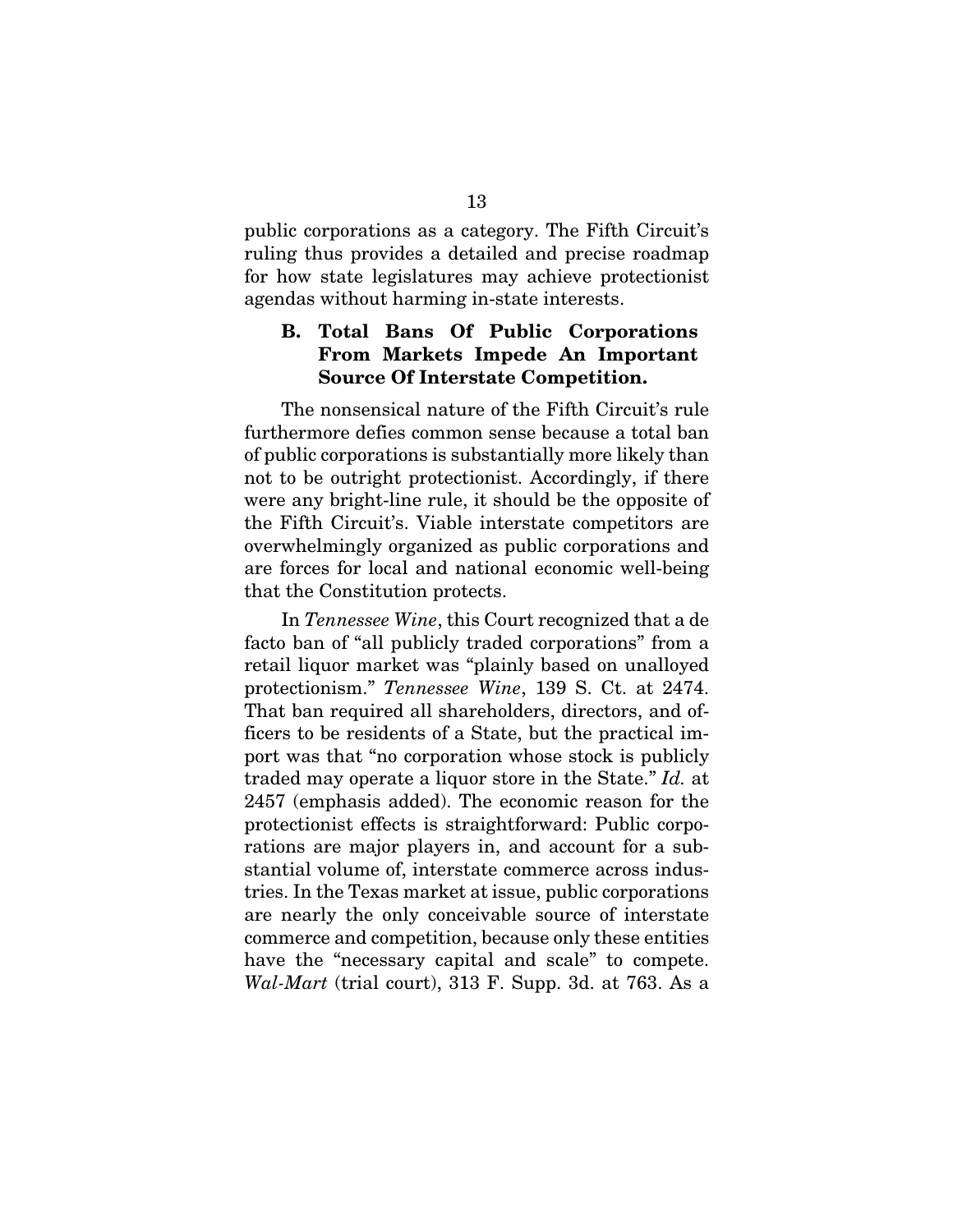public corporations as a category. The Fifth Circuit's ruling thus provides a detailed and precise roadmap for how state legislatures may achieve protectionist agendas without harming in-state interests.

### B. Total Bans Of Public Corporations From Markets Impede An Important Source Of Interstate Competition.

The nonsensical nature of the Fifth Circuit's rule furthermore defies common sense because a total ban of public corporations is substantially more likely than not to be outright protectionist. Accordingly, if there were any bright-line rule, it should be the opposite of the Fifth Circuit's. Viable interstate competitors are overwhelmingly organized as public corporations and are forces for local and national economic well-being that the Constitution protects.

In *Tennessee Wine*, this Court recognized that a de facto ban of "all publicly traded corporations" from a retail liquor market was "plainly based on unalloyed protectionism." *Tennessee Wine*, 139 S. Ct. at 2474. That ban required all shareholders, directors, and officers to be residents of a State, but the practical import was that "no corporation whose stock is publicly traded may operate a liquor store in the State." *Id.* at 2457 (emphasis added). The economic reason for the protectionist effects is straightforward: Public corporations are major players in, and account for a substantial volume of, interstate commerce across industries. In the Texas market at issue, public corporations are nearly the only conceivable source of interstate commerce and competition, because only these entities have the "necessary capital and scale" to compete. *Wal-Mart* (trial court), 313 F. Supp. 3d. at 763. As a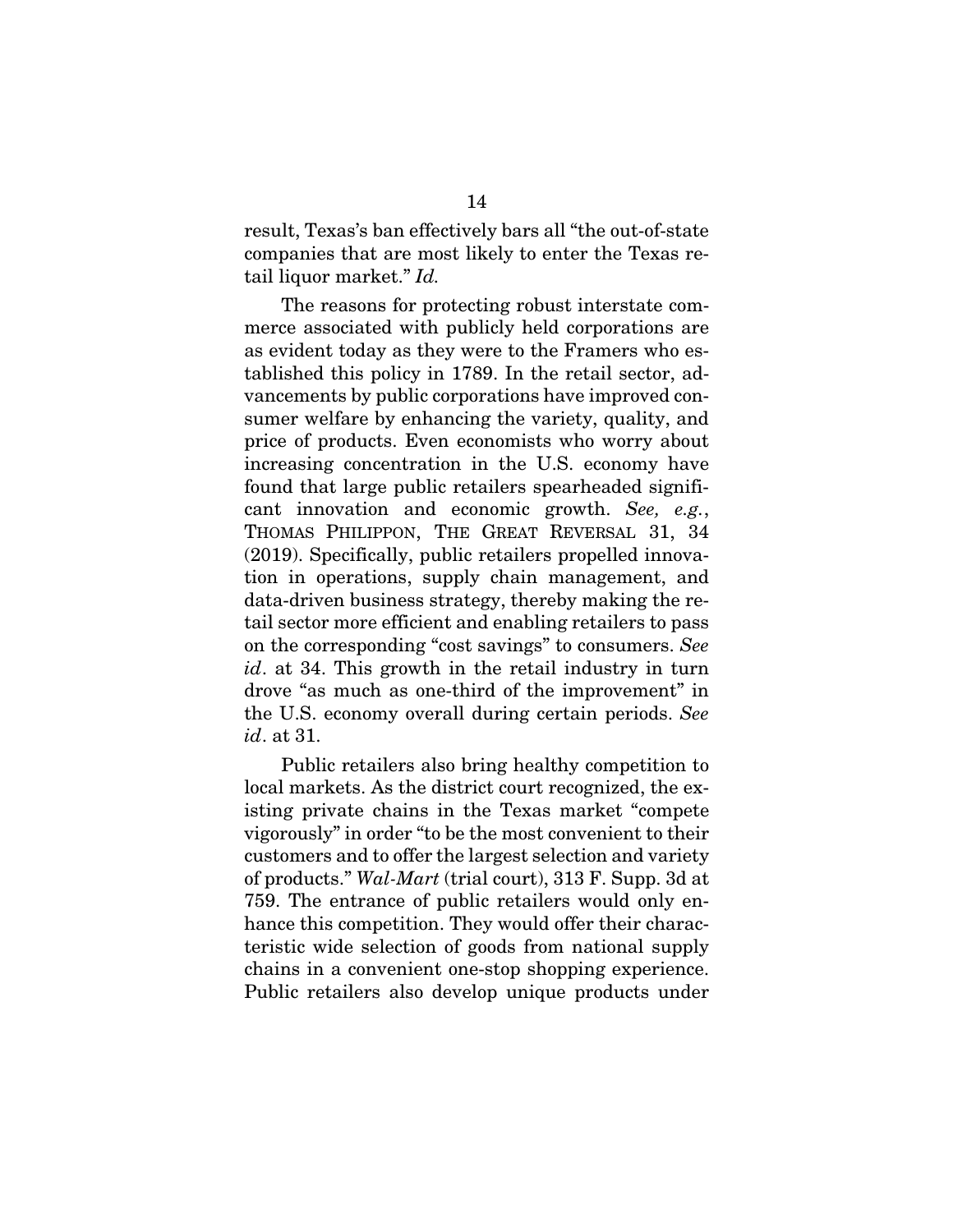result, Texas's ban effectively bars all "the out-of-state companies that are most likely to enter the Texas retail liquor market." *Id.*

The reasons for protecting robust interstate commerce associated with publicly held corporations are as evident today as they were to the Framers who established this policy in 1789. In the retail sector, advancements by public corporations have improved consumer welfare by enhancing the variety, quality, and price of products. Even economists who worry about increasing concentration in the U.S. economy have found that large public retailers spearheaded significant innovation and economic growth. *See, e.g.*, THOMAS PHILIPPON, THE GREAT REVERSAL 31, 34 (2019). Specifically, public retailers propelled innovation in operations, supply chain management, and data-driven business strategy, thereby making the retail sector more efficient and enabling retailers to pass on the corresponding "cost savings" to consumers. *See id*. at 34. This growth in the retail industry in turn drove "as much as one-third of the improvement" in the U.S. economy overall during certain periods. *See id*. at 31.

Public retailers also bring healthy competition to local markets. As the district court recognized, the existing private chains in the Texas market "compete vigorously" in order "to be the most convenient to their customers and to offer the largest selection and variety of products." *Wal-Mart* (trial court), 313 F. Supp. 3d at 759. The entrance of public retailers would only enhance this competition. They would offer their characteristic wide selection of goods from national supply chains in a convenient one-stop shopping experience. Public retailers also develop unique products under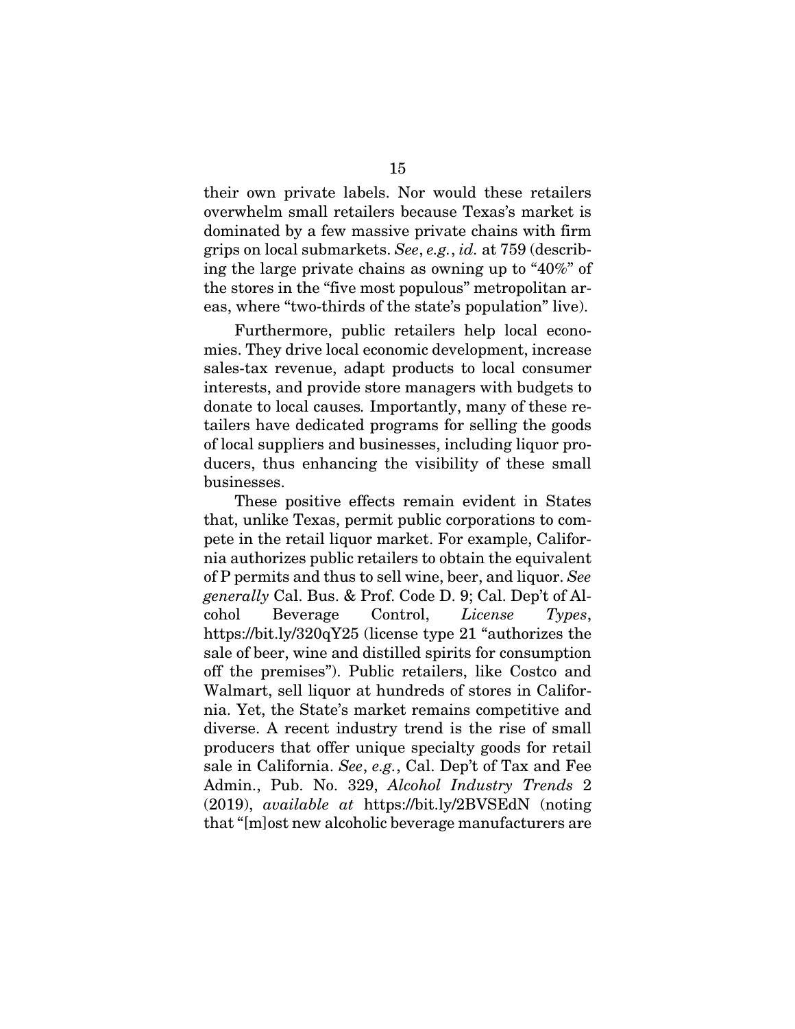their own private labels. Nor would these retailers overwhelm small retailers because Texas's market is dominated by a few massive private chains with firm grips on local submarkets. *See*, *e.g.*, *id.* at 759 (describing the large private chains as owning up to "40%" of the stores in the "five most populous" metropolitan areas, where "two-thirds of the state's population" live).

Furthermore, public retailers help local economies. They drive local economic development, increase sales-tax revenue, adapt products to local consumer interests, and provide store managers with budgets to donate to local causes. Importantly, many of these retailers have dedicated programs for selling the goods of local suppliers and businesses, including liquor producers, thus enhancing the visibility of these small businesses.

These positive effects remain evident in States that, unlike Texas, permit public corporations to compete in the retail liquor market. For example, California authorizes public retailers to obtain the equivalent of P permits and thus to sell wine, beer, and liquor. *See generally* Cal. Bus. & Prof. Code D. 9; Cal. Dep't of Alcohol Beverage Control, *License Types*, https://bit.ly/320qY25 (license type 21 "authorizes the sale of beer, wine and distilled spirits for consumption off the premises"). Public retailers, like Costco and Walmart, sell liquor at hundreds of stores in California. Yet, the State's market remains competitive and diverse. A recent industry trend is the rise of small producers that offer unique specialty goods for retail sale in California. *See*, *e.g.*, Cal. Dep't of Tax and Fee Admin., Pub. No. 329, *Alcohol Industry Trends* 2 (2019), *available at* https://bit.ly/2BVSEdN (noting that "[m]ost new alcoholic beverage manufacturers are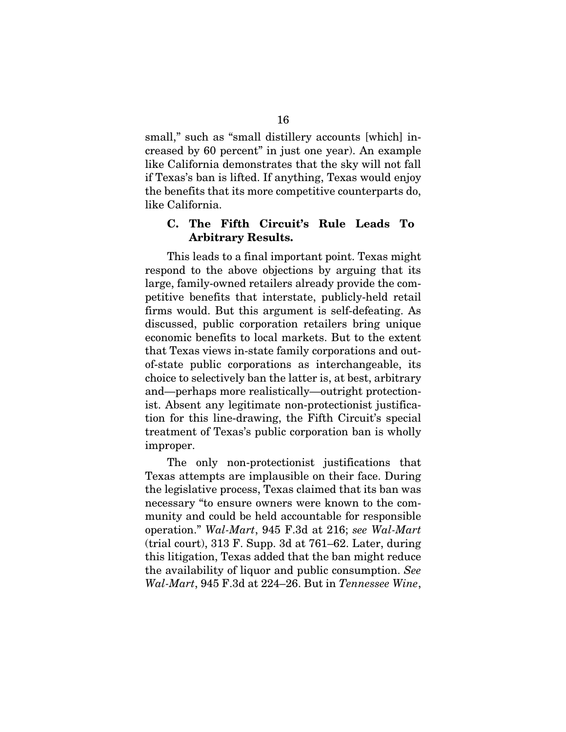small," such as "small distillery accounts [which] increased by 60 percent" in just one year). An example like California demonstrates that the sky will not fall if Texas's ban is lifted. If anything, Texas would enjoy the benefits that its more competitive counterparts do, like California.

### C. The Fifth Circuit's Rule Leads To Arbitrary Results.

This leads to a final important point. Texas might respond to the above objections by arguing that its large, family-owned retailers already provide the competitive benefits that interstate, publicly-held retail firms would. But this argument is self-defeating. As discussed, public corporation retailers bring unique economic benefits to local markets. But to the extent that Texas views in-state family corporations and out-of-state public corporations as interchangeable, its choice to selectively ban the latter is, at best, arbitrary and—perhaps more realistically—outright protectionist. Absent any legitimate non-protectionist justification for this line-drawing, the Fifth Circuit's special treatment of Texas's public corporation ban is wholly improper.

The only non-protectionist justifications that Texas attempts are implausible on their face. During the legislative process, Texas claimed that its ban was necessary "to ensure owners were known to the community and could be held accountable for responsible operation." *Wal-Mart*, 945 F.3d at 216; *see Wal-Mart* (trial court), 313 F. Supp. 3d at 761–62. Later, during this litigation, Texas added that the ban might reduce the availability of liquor and public consumption. *See Wal-Mart*, 945 F.3d at 224–26. But in *Tennessee Wine*,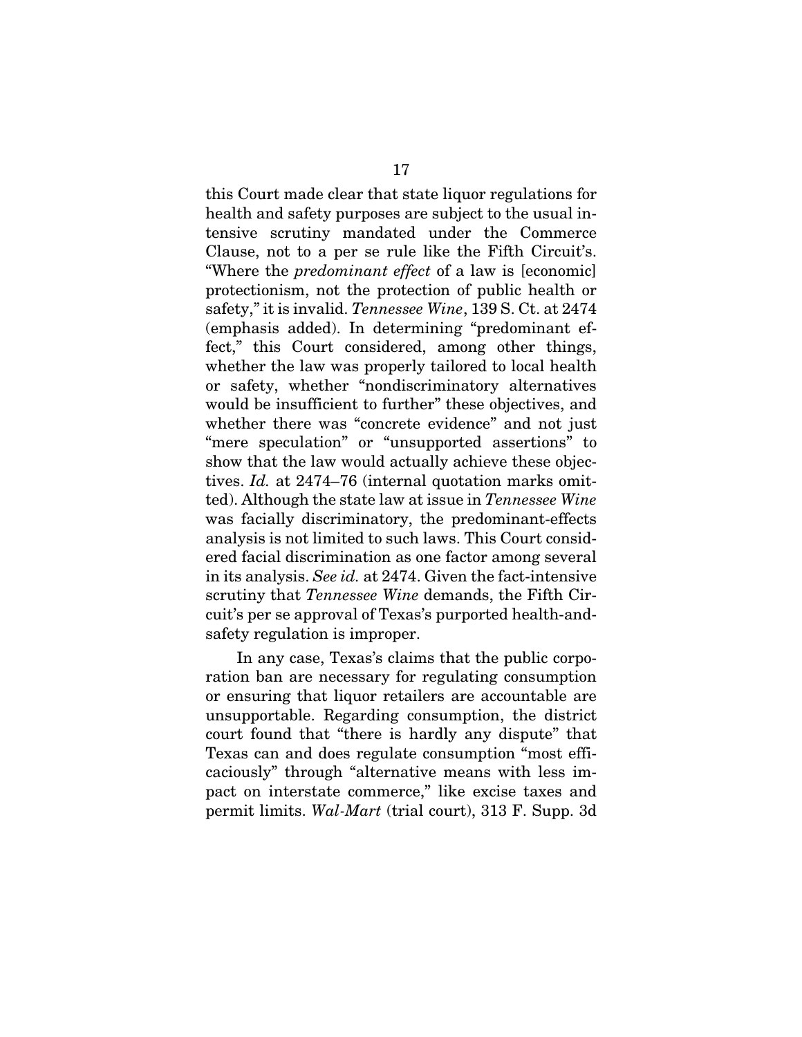this Court made clear that state liquor regulations for health and safety purposes are subject to the usual intensive scrutiny mandated under the Commerce Clause, not to a per se rule like the Fifth Circuit's. "Where the *predominant effect* of a law is [economic] protectionism, not the protection of public health or safety," it is invalid. *Tennessee Wine*, 139 S. Ct. at 2474 (emphasis added). In determining "predominant effect," this Court considered, among other things, whether the law was properly tailored to local health or safety, whether "nondiscriminatory alternatives would be insufficient to further" these objectives, and whether there was "concrete evidence" and not just "mere speculation" or "unsupported assertions" to show that the law would actually achieve these objectives. *Id.* at 2474–76 (internal quotation marks omitted). Although the state law at issue in *Tennessee Wine* was facially discriminatory, the predominant-effects analysis is not limited to such laws. This Court considered facial discrimination as one factor among several in its analysis. *See id.* at 2474. Given the fact-intensive scrutiny that *Tennessee Wine* demands, the Fifth Circuit's per se approval of Texas's purported health-and-safety regulation is improper.

In any case, Texas's claims that the public corporation ban are necessary for regulating consumption or ensuring that liquor retailers are accountable are unsupportable. Regarding consumption, the district court found that "there is hardly any dispute" that Texas can and does regulate consumption "most efficaciously" through "alternative means with less impact on interstate commerce," like excise taxes and permit limits. *Wal-Mart* (trial court), 313 F. Supp. 3d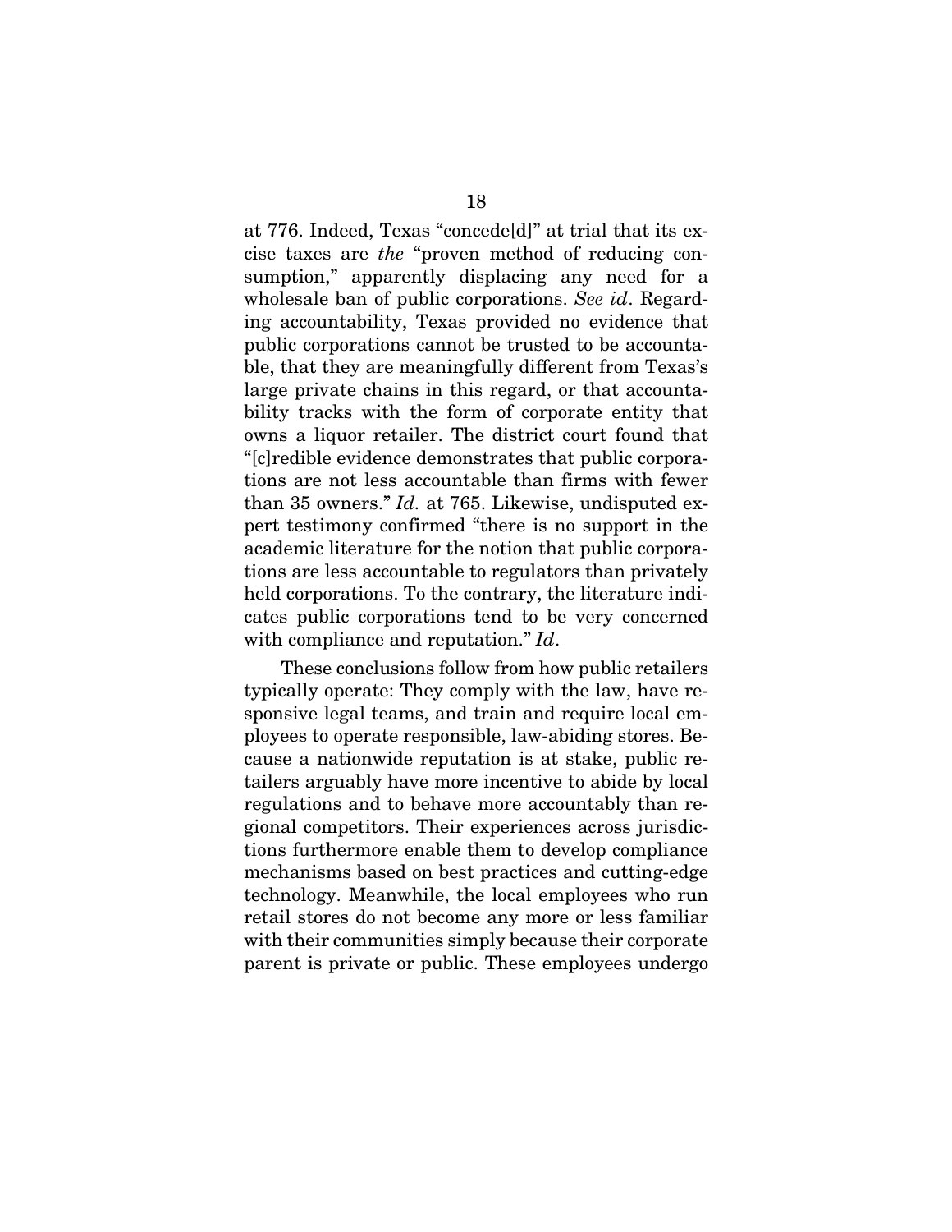at 776. Indeed, Texas "concede[d]" at trial that its excise taxes are *the* "proven method of reducing consumption," apparently displacing any need for a wholesale ban of public corporations. *See id*. Regarding accountability, Texas provided no evidence that public corporations cannot be trusted to be accountable, that they are meaningfully different from Texas's large private chains in this regard, or that accountability tracks with the form of corporate entity that owns a liquor retailer. The district court found that "[c]redible evidence demonstrates that public corporations are not less accountable than firms with fewer than 35 owners." *Id.* at 765. Likewise, undisputed expert testimony confirmed "there is no support in the academic literature for the notion that public corporations are less accountable to regulators than privately held corporations. To the contrary, the literature indicates public corporations tend to be very concerned with compliance and reputation." *Id*.

These conclusions follow from how public retailers typically operate: They comply with the law, have responsive legal teams, and train and require local employees to operate responsible, law-abiding stores. Because a nationwide reputation is at stake, public retailers arguably have more incentive to abide by local regulations and to behave more accountably than regional competitors. Their experiences across jurisdictions furthermore enable them to develop compliance mechanisms based on best practices and cutting-edge technology. Meanwhile, the local employees who run retail stores do not become any more or less familiar with their communities simply because their corporate parent is private or public. These employees undergo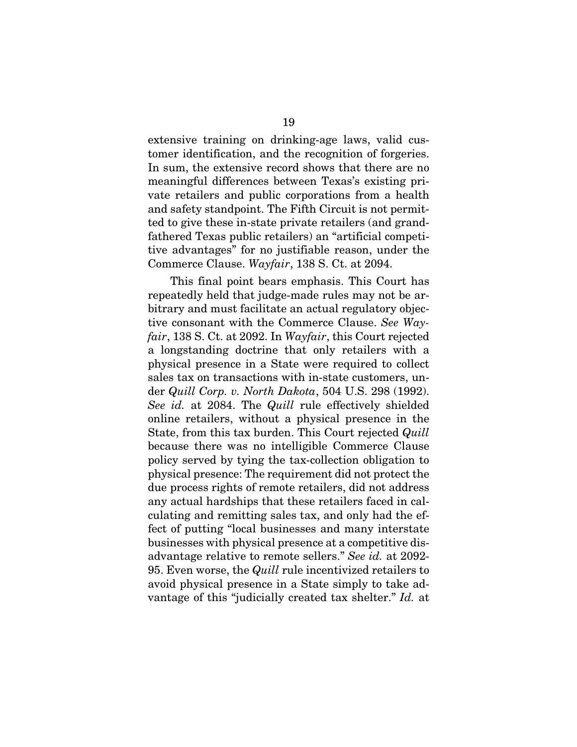extensive training on drinking-age laws, valid customer identification, and the recognition of forgeries. In sum, the extensive record shows that there are no meaningful differences between Texas's existing private retailers and public corporations from a health and safety standpoint. The Fifth Circuit is not permitted to give these in-state private retailers (and grandfathered Texas public retailers) an "artificial competitive advantages" for no justifiable reason, under the Commerce Clause. *Wayfair*, 138 S. Ct. at 2094.

This final point bears emphasis. This Court has repeatedly held that judge-made rules may not be arbitrary and must facilitate an actual regulatory objective consonant with the Commerce Clause. *See Wayfair*, 138 S. Ct. at 2092. In *Wayfair*, this Court rejected a longstanding doctrine that only retailers with a physical presence in a State were required to collect sales tax on transactions with in-state customers, under *Quill Corp. v. North Dakota*, 504 U.S. 298 (1992). *See id.* at 2084. The *Quill* rule effectively shielded online retailers, without a physical presence in the State, from this tax burden. This Court rejected *Quill* because there was no intelligible Commerce Clause policy served by tying the tax-collection obligation to physical presence: The requirement did not protect the due process rights of remote retailers, did not address any actual hardships that these retailers faced in calculating and remitting sales tax, and only had the effect of putting "local businesses and many interstate businesses with physical presence at a competitive disadvantage relative to remote sellers." *See id.* at 2092-95. Even worse, the *Quill* rule incentivized retailers to avoid physical presence in a State simply to take advantage of this "judicially created tax shelter." *Id.* at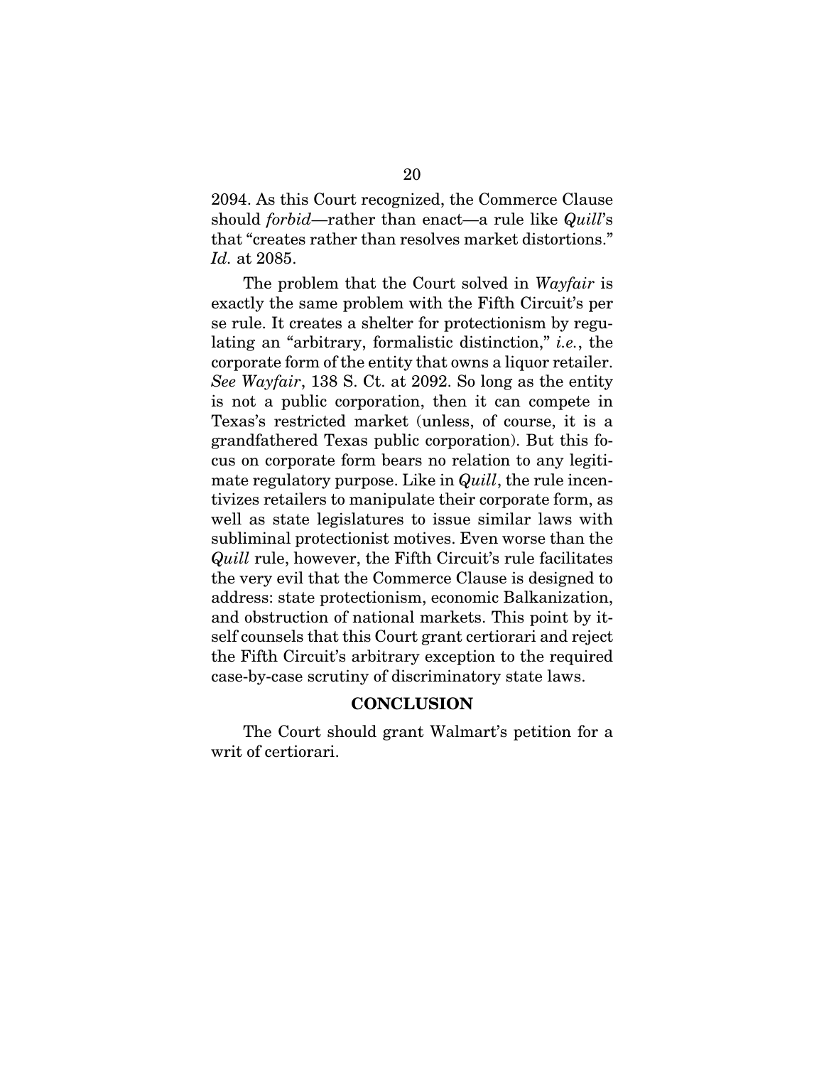2094. As this Court recognized, the Commerce Clause should *forbid*—rather than enact—a rule like *Quill*'s that "creates rather than resolves market distortions." *Id.* at 2085.

The problem that the Court solved in *Wayfair* is exactly the same problem with the Fifth Circuit's per se rule. It creates a shelter for protectionism by regulating an "arbitrary, formalistic distinction," *i.e.*, the corporate form of the entity that owns a liquor retailer. *See Wayfair*, 138 S. Ct. at 2092. So long as the entity is not a public corporation, then it can compete in Texas's restricted market (unless, of course, it is a grandfathered Texas public corporation). But this focus on corporate form bears no relation to any legitimate regulatory purpose. Like in *Quill*, the rule incentivizes retailers to manipulate their corporate form, as well as state legislatures to issue similar laws with subliminal protectionist motives. Even worse than the *Quill* rule, however, the Fifth Circuit's rule facilitates the very evil that the Commerce Clause is designed to address: state protectionism, economic Balkanization, and obstruction of national markets. This point by itself counsels that this Court grant certiorari and reject the Fifth Circuit's arbitrary exception to the required case-by-case scrutiny of discriminatory state laws.

## CONCLUSION

The Court should grant Walmart's petition for a writ of certiorari.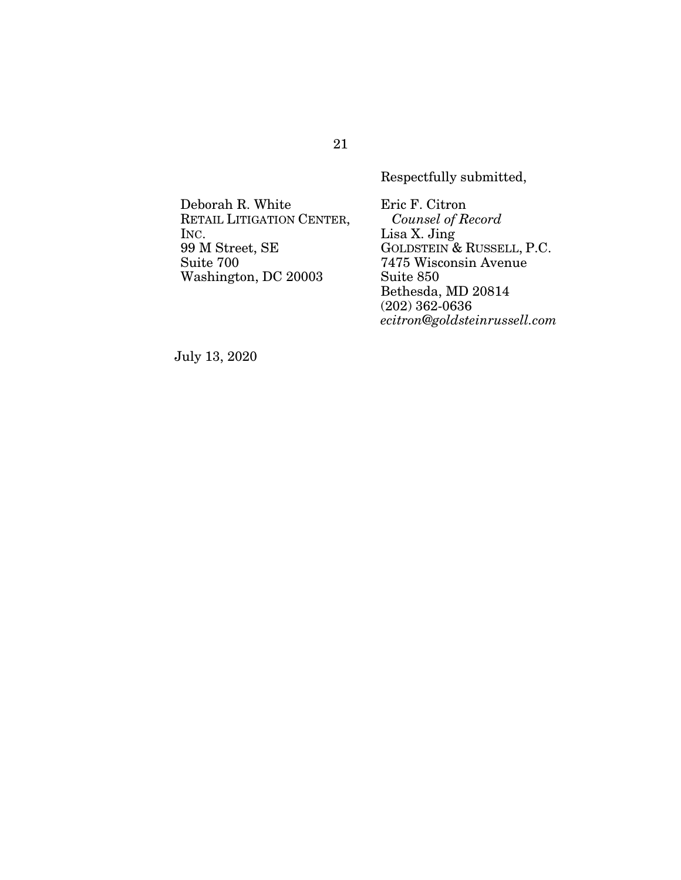Respectfully submitted,

Deborah R. White
RETAIL LITIGATION CENTER, INC.
99 M Street, SE
Suite 700
Washington, DC 20003

Eric F. Citron
*Counsel of Record*
Lisa X. Jing
GOLDSTEIN & RUSSELL, P.C.
7475 Wisconsin Avenue
Suite 850
Bethesda, MD 20814
(202) 362-0636
*ecitron@goldsteinrussell.com*

July 13, 2020